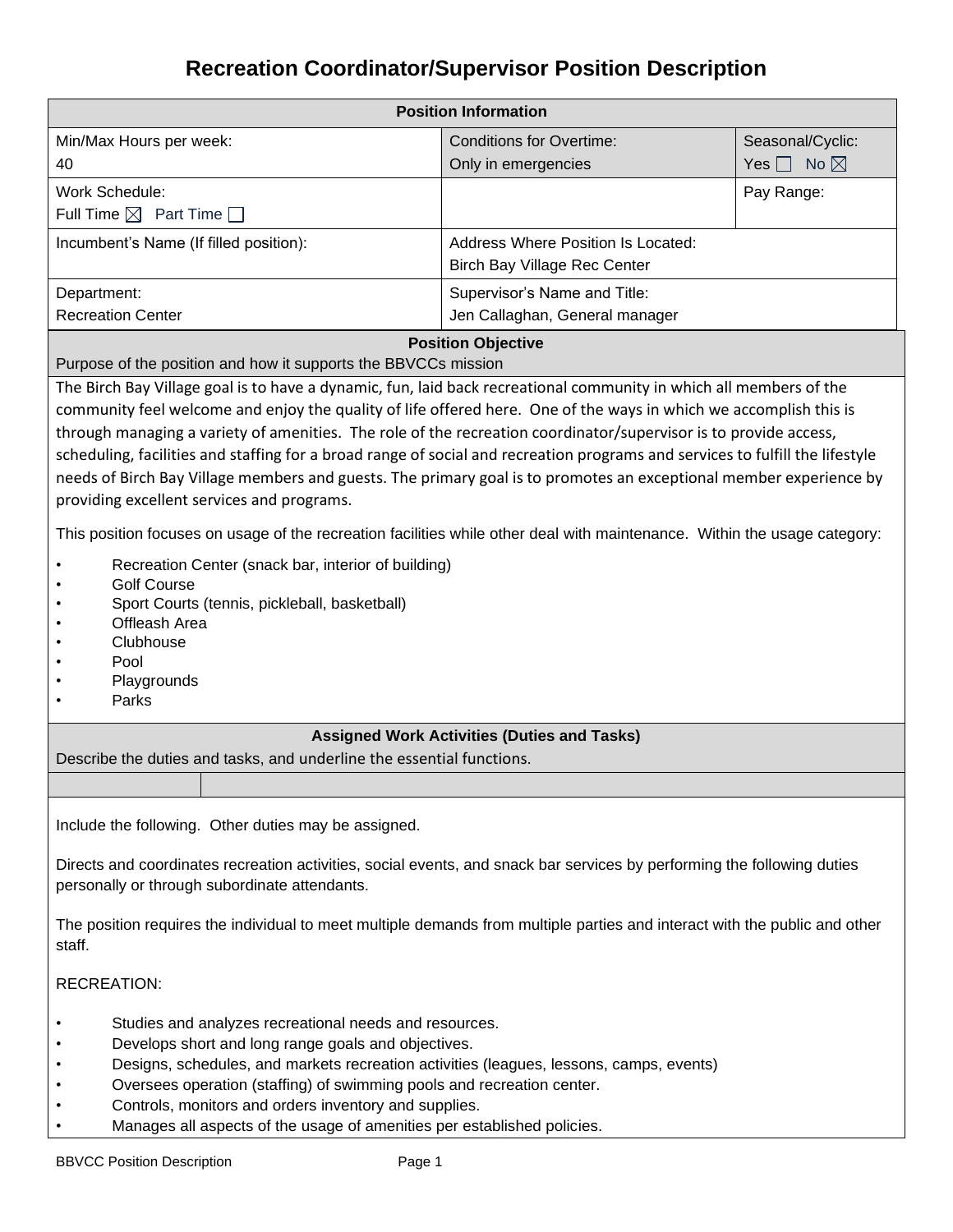# Recreation Coordinator/Supervisor Position Description

| Position Information | | |
|---|---|---|
| Min/Max Hours per week:<br>40 | Conditions for Overtime:<br>Only in emergencies | Seasonal/Cyclic:<br>Yes ☐ No ☒ |
| Work Schedule:<br>Full Time ☒ Part Time ☐ | | Pay Range: |
| Incumbent's Name (If filled position): | Address Where Position Is Located:<br>Birch Bay Village Rec Center | |
| Department:<br>Recreation Center | Supervisor's Name and Title:<br>Jen Callaghan, General manager | |

## Position Objective

Purpose of the position and how it supports the BBVCCs mission

The Birch Bay Village goal is to have a dynamic, fun, laid back recreational community in which all members of the community feel welcome and enjoy the quality of life offered here. One of the ways in which we accomplish this is through managing a variety of amenities. The role of the recreation coordinator/supervisor is to provide access, scheduling, facilities and staffing for a broad range of social and recreation programs and services to fulfill the lifestyle needs of Birch Bay Village members and guests. The primary goal is to promotes an exceptional member experience by providing excellent services and programs.

This position focuses on usage of the recreation facilities while other deal with maintenance. Within the usage category:

- Recreation Center (snack bar, interior of building)
- Golf Course
- Sport Courts (tennis, pickleball, basketball)
- Offleash Area
- Clubhouse
- Pool
- Playgrounds
- Parks

## Assigned Work Activities (Duties and Tasks)

Describe the duties and tasks, and underline the essential functions.

Include the following. Other duties may be assigned.

Directs and coordinates recreation activities, social events, and snack bar services by performing the following duties personally or through subordinate attendants.

The position requires the individual to meet multiple demands from multiple parties and interact with the public and other staff.

RECREATION:

- Studies and analyzes recreational needs and resources.
- Develops short and long range goals and objectives.
- Designs, schedules, and markets recreation activities (leagues, lessons, camps, events)
- Oversees operation (staffing) of swimming pools and recreation center.
- Controls, monitors and orders inventory and supplies.
- Manages all aspects of the usage of amenities per established policies.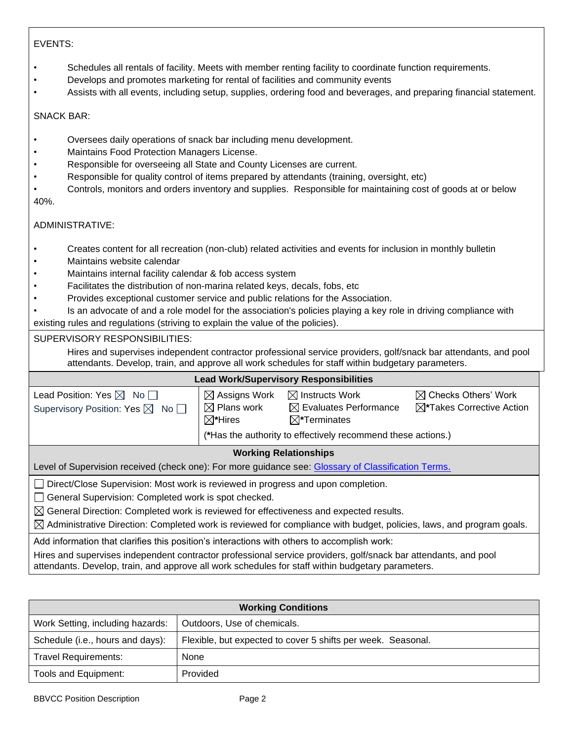EVENTS:

- Schedules all rentals of facility. Meets with member renting facility to coordinate function requirements.
- Develops and promotes marketing for rental of facilities and community events
- Assists with all events, including setup, supplies, ordering food and beverages, and preparing financial statement.

SNACK BAR:

- Oversees daily operations of snack bar including menu development.
- Maintains Food Protection Managers License.
- Responsible for overseeing all State and County Licenses are current.
- Responsible for quality control of items prepared by attendants (training, oversight, etc)
- Controls, monitors and orders inventory and supplies. Responsible for maintaining cost of goods at or below 40%.

ADMINISTRATIVE:

- Creates content for all recreation (non-club) related activities and events for inclusion in monthly bulletin
- Maintains website calendar
- Maintains internal facility calendar & fob access system
- Facilitates the distribution of non-marina related keys, decals, fobs, etc
- Provides exceptional customer service and public relations for the Association.
- Is an advocate of and a role model for the association's policies playing a key role in driving compliance with existing rules and regulations (striving to explain the value of the policies).

SUPERVISORY RESPONSIBILITIES:

Hires and supervises independent contractor professional service providers, golf/snack bar attendants, and pool attendants. Develop, train, and approve all work schedules for staff within budgetary parameters.

## Lead Work/Supervisory Responsibilities

| | | | |
|---|---|---|---|
| Lead Position: Yes ☒ No ☐ | ☒ Assigns Work | ☒ Instructs Work | ☒ Checks Others' Work |
| Supervisory Position: Yes ☒ No ☐ | ☒ Plans work | ☒ Evaluates Performance | ☒*Takes Corrective Action |
| | ☒*Hires | ☒*Terminates | |
| | (*Has the authority to effectively recommend these actions.) | | |

## Working Relationships

Level of Supervision received (check one): For more guidance see: Glossary of Classification Terms.

☐ Direct/Close Supervision: Most work is reviewed in progress and upon completion.

☐ General Supervision: Completed work is spot checked.

☒ General Direction: Completed work is reviewed for effectiveness and expected results.

☒ Administrative Direction: Completed work is reviewed for compliance with budget, policies, laws, and program goals.

Add information that clarifies this position's interactions with others to accomplish work:

Hires and supervises independent contractor professional service providers, golf/snack bar attendants, and pool attendants. Develop, train, and approve all work schedules for staff within budgetary parameters.

## Working Conditions

| | |
|---|---|
| Work Setting, including hazards: | Outdoors, Use of chemicals. |
| Schedule (i.e., hours and days): | Flexible, but expected to cover 5 shifts per week. Seasonal. |
| Travel Requirements: | None |
| Tools and Equipment: | Provided |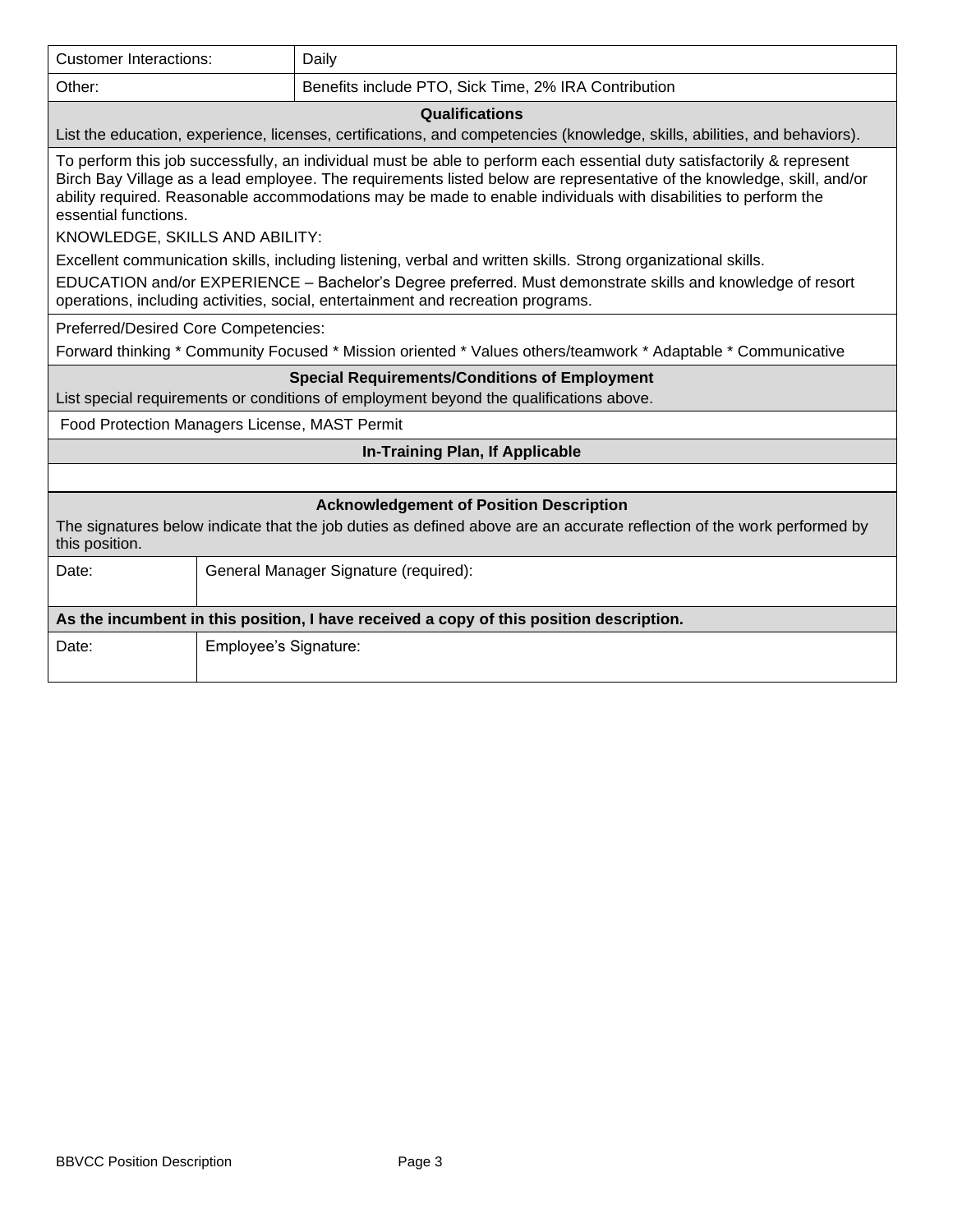| | |
|---|---|
| Customer Interactions: | Daily |
| Other: | Benefits include PTO, Sick Time, 2% IRA Contribution |

**Qualifications**

List the education, experience, licenses, certifications, and competencies (knowledge, skills, abilities, and behaviors).

To perform this job successfully, an individual must be able to perform each essential duty satisfactorily & represent Birch Bay Village as a lead employee. The requirements listed below are representative of the knowledge, skill, and/or ability required. Reasonable accommodations may be made to enable individuals with disabilities to perform the essential functions.

KNOWLEDGE, SKILLS AND ABILITY:

Excellent communication skills, including listening, verbal and written skills. Strong organizational skills.

EDUCATION and/or EXPERIENCE – Bachelor's Degree preferred. Must demonstrate skills and knowledge of resort operations, including activities, social, entertainment and recreation programs.

Preferred/Desired Core Competencies:

Forward thinking * Community Focused * Mission oriented * Values others/teamwork * Adaptable * Communicative

**Special Requirements/Conditions of Employment**

List special requirements or conditions of employment beyond the qualifications above.

Food Protection Managers License, MAST Permit

**In-Training Plan, If Applicable**

**Acknowledgement of Position Description**

The signatures below indicate that the job duties as defined above are an accurate reflection of the work performed by this position.

| | |
|---|---|
| Date: | General Manager Signature (required): |

**As the incumbent in this position, I have received a copy of this position description.**

| | |
|---|---|
| Date: | Employee's Signature: |